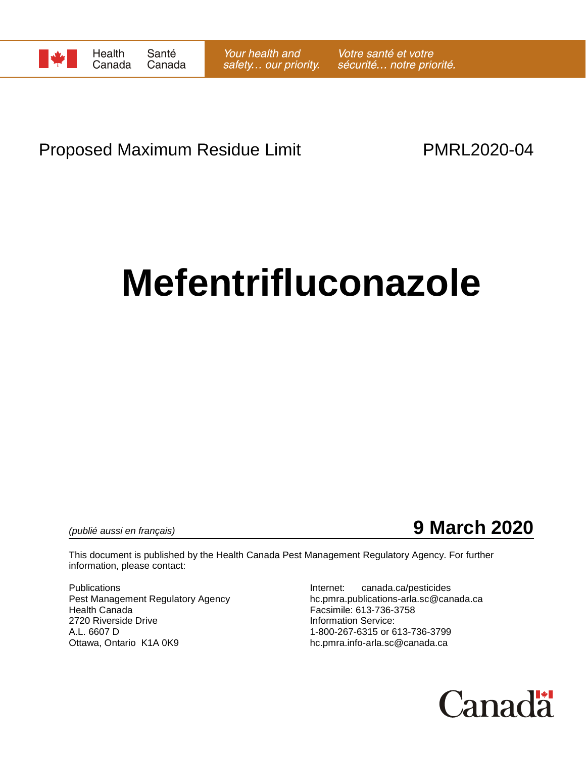Health Canada / Santé Canada

*Your health and safety… our priority.* *Votre santé et votre sécurité… notre priorité.*

Proposed Maximum Residue Limit PMRL2020-04

# Mefentrifluconazole

*(publié aussi en français)*

**9 March 2020**

This document is published by the Health Canada Pest Management Regulatory Agency. For further information, please contact:

Publications
Pest Management Regulatory Agency
Health Canada
2720 Riverside Drive
A.L. 6607 D
Ottawa, Ontario K1A 0K9

Internet: canada.ca/pesticides
hc.pmra.publications-arla.sc@canada.ca
Facsimile: 613-736-3758
Information Service:
1-800-267-6315 or 613-736-3799
hc.pmra.info-arla.sc@canada.ca

Canada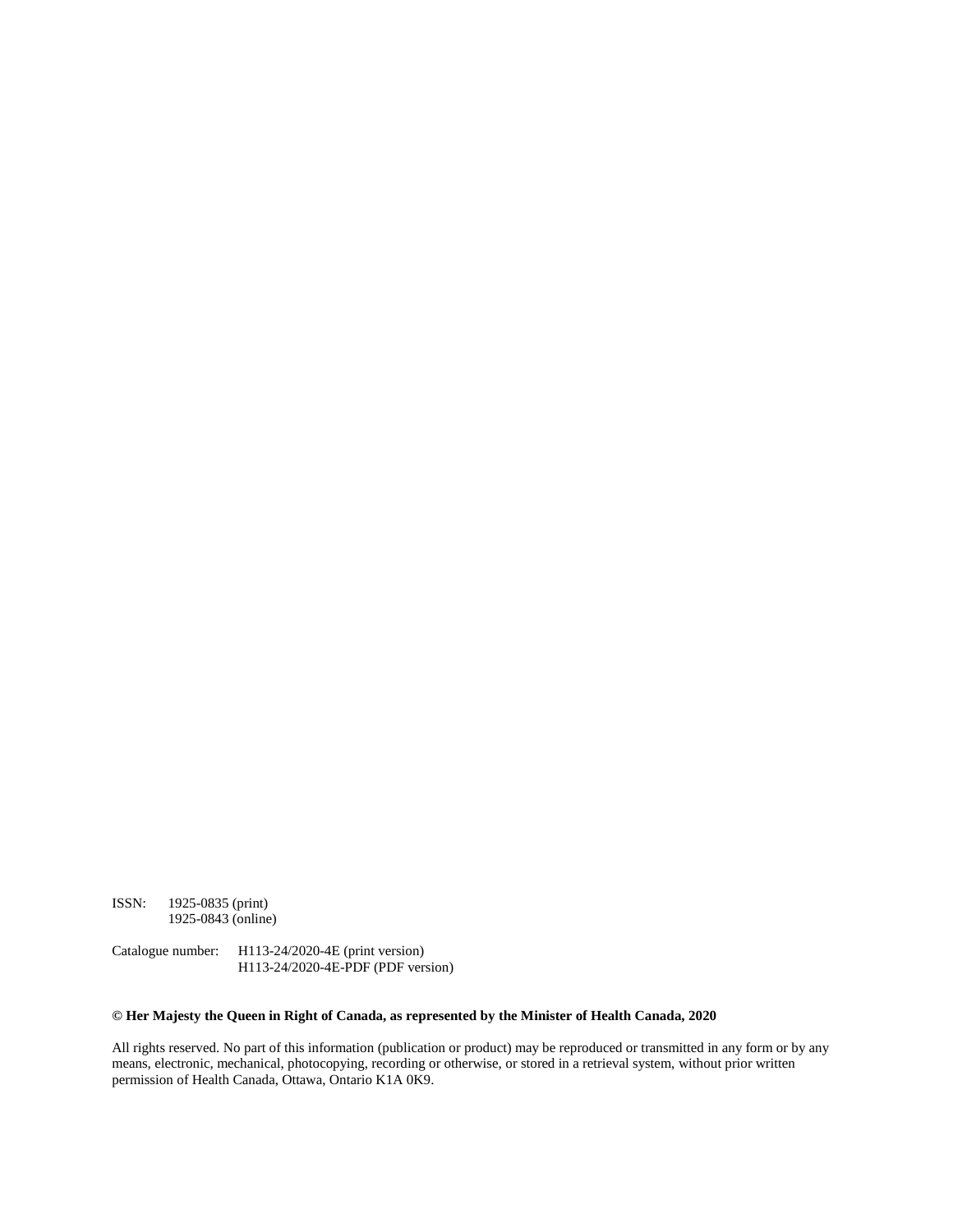ISSN: 1925-0835 (print)
1925-0843 (online)

Catalogue number: H113-24/2020-4E (print version)
H113-24/2020-4E-PDF (PDF version)

**© Her Majesty the Queen in Right of Canada, as represented by the Minister of Health Canada, 2020**

All rights reserved. No part of this information (publication or product) may be reproduced or transmitted in any form or by any means, electronic, mechanical, photocopying, recording or otherwise, or stored in a retrieval system, without prior written permission of Health Canada, Ottawa, Ontario K1A 0K9.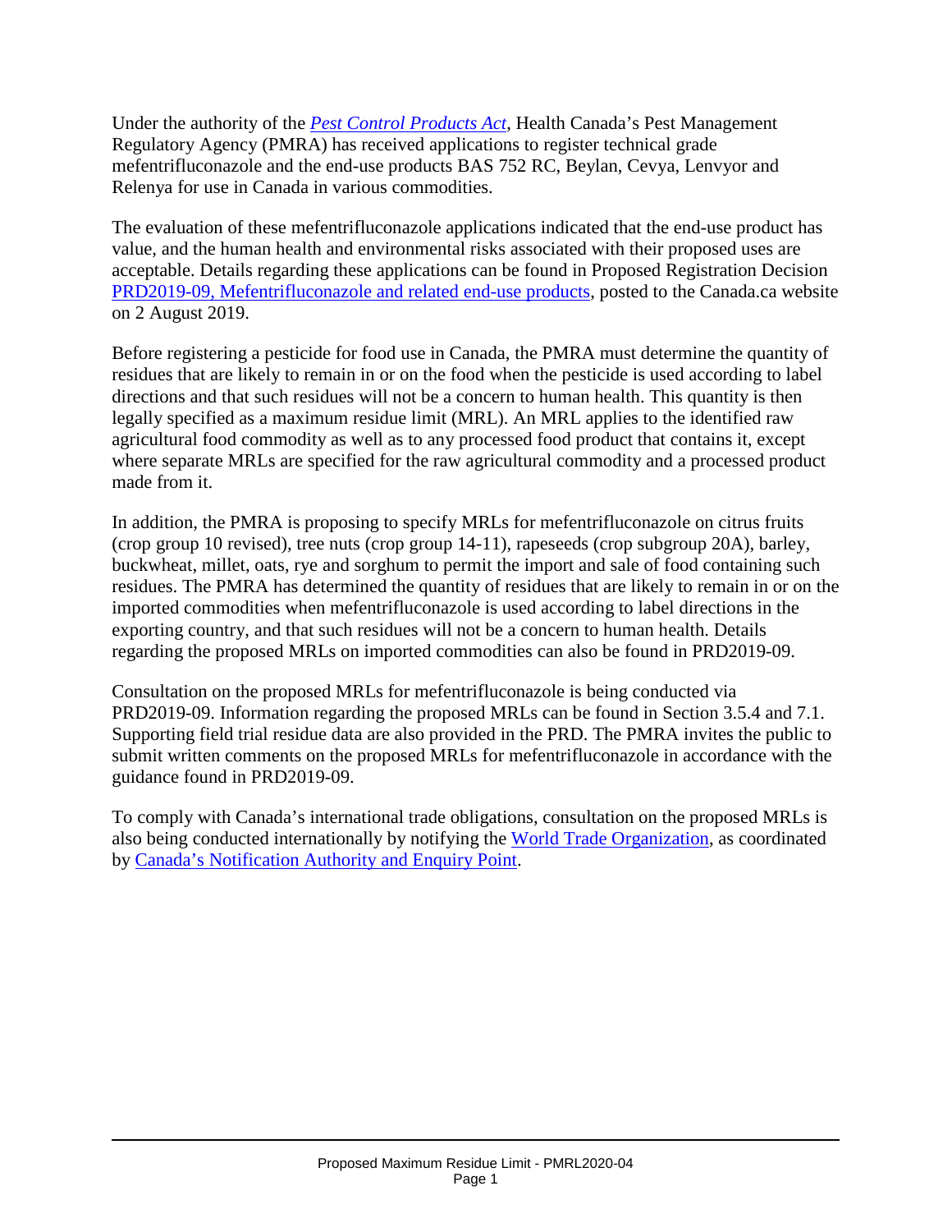Under the authority of the *Pest Control Products Act*, Health Canada's Pest Management Regulatory Agency (PMRA) has received applications to register technical grade mefentrifluconazole and the end-use products BAS 752 RC, Beylan, Cevya, Lenvyor and Relenya for use in Canada in various commodities.

The evaluation of these mefentrifluconazole applications indicated that the end-use product has value, and the human health and environmental risks associated with their proposed uses are acceptable. Details regarding these applications can be found in Proposed Registration Decision PRD2019-09, Mefentrifluconazole and related end-use products, posted to the Canada.ca website on 2 August 2019.

Before registering a pesticide for food use in Canada, the PMRA must determine the quantity of residues that are likely to remain in or on the food when the pesticide is used according to label directions and that such residues will not be a concern to human health. This quantity is then legally specified as a maximum residue limit (MRL). An MRL applies to the identified raw agricultural food commodity as well as to any processed food product that contains it, except where separate MRLs are specified for the raw agricultural commodity and a processed product made from it.

In addition, the PMRA is proposing to specify MRLs for mefentrifluconazole on citrus fruits (crop group 10 revised), tree nuts (crop group 14-11), rapeseeds (crop subgroup 20A), barley, buckwheat, millet, oats, rye and sorghum to permit the import and sale of food containing such residues. The PMRA has determined the quantity of residues that are likely to remain in or on the imported commodities when mefentrifluconazole is used according to label directions in the exporting country, and that such residues will not be a concern to human health. Details regarding the proposed MRLs on imported commodities can also be found in PRD2019-09.

Consultation on the proposed MRLs for mefentrifluconazole is being conducted via PRD2019-09. Information regarding the proposed MRLs can be found in Section 3.5.4 and 7.1. Supporting field trial residue data are also provided in the PRD. The PMRA invites the public to submit written comments on the proposed MRLs for mefentrifluconazole in accordance with the guidance found in PRD2019-09.

To comply with Canada's international trade obligations, consultation on the proposed MRLs is also being conducted internationally by notifying the World Trade Organization, as coordinated by Canada's Notification Authority and Enquiry Point.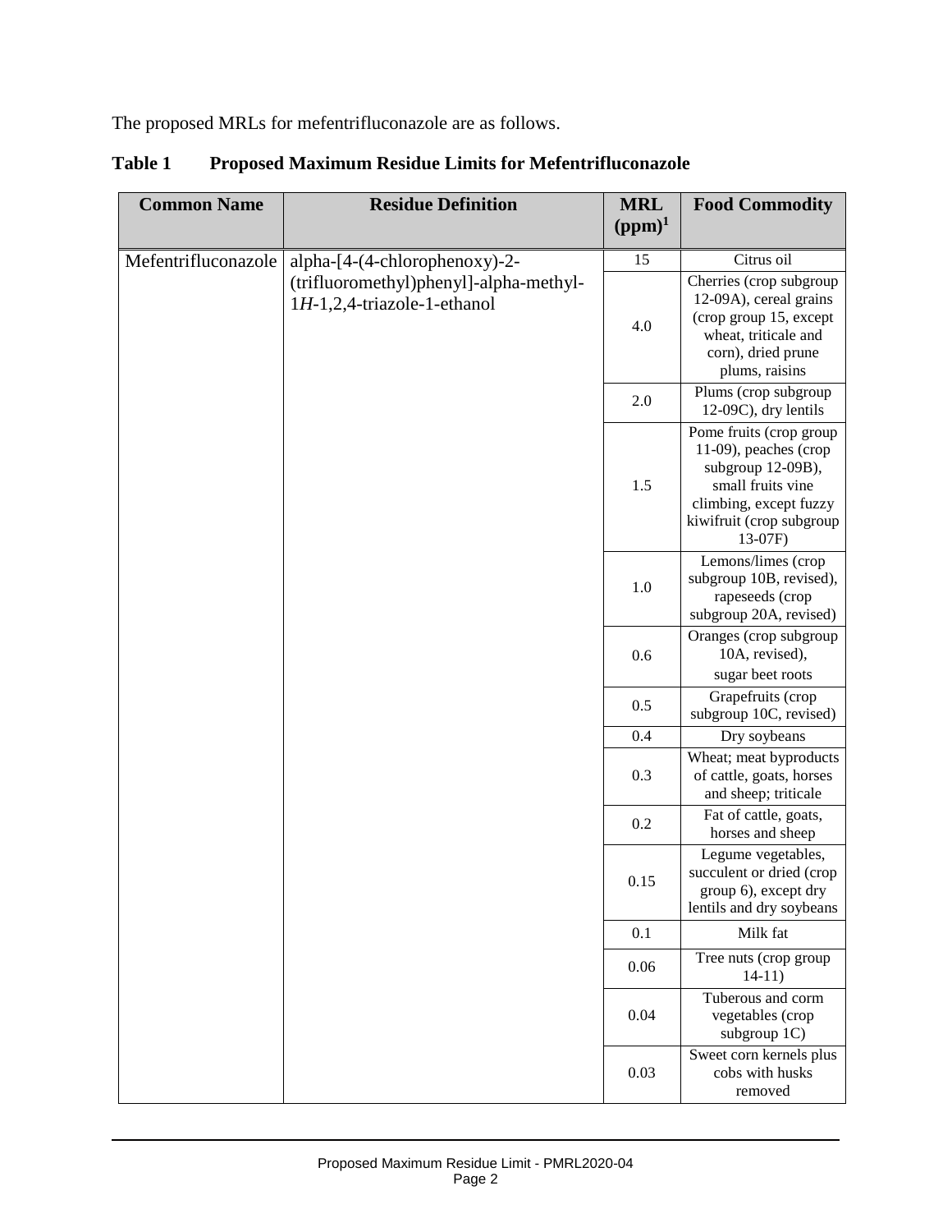The proposed MRLs for mefentrifluconazole are as follows.

**Table 1 Proposed Maximum Residue Limits for Mefentrifluconazole**

| Common Name | Residue Definition | MRL (ppm)[1] | Food Commodity |
|---|---|---|---|
| Mefentrifluconazole | alpha-[4-(4-chlorophenoxy)-2-(trifluoromethyl)phenyl]-alpha-methyl-1*H*-1,2,4-triazole-1-ethanol | 15 | Citrus oil |
| | | 4.0 | Cherries (crop subgroup 12-09A), cereal grains (crop group 15, except wheat, triticale and corn), dried prune plums, raisins |
| | | 2.0 | Plums (crop subgroup 12-09C), dry lentils |
| | | 1.5 | Pome fruits (crop group 11-09), peaches (crop subgroup 12-09B), small fruits vine climbing, except fuzzy kiwifruit (crop subgroup 13-07F) |
| | | 1.0 | Lemons/limes (crop subgroup 10B, revised), rapeseeds (crop subgroup 20A, revised) |
| | | 0.6 | Oranges (crop subgroup 10A, revised), sugar beet roots |
| | | 0.5 | Grapefruits (crop subgroup 10C, revised) |
| | | 0.4 | Dry soybeans |
| | | 0.3 | Wheat; meat byproducts of cattle, goats, horses and sheep; triticale |
| | | 0.2 | Fat of cattle, goats, horses and sheep |
| | | 0.15 | Legume vegetables, succulent or dried (crop group 6), except dry lentils and dry soybeans |
| | | 0.1 | Milk fat |
| | | 0.06 | Tree nuts (crop group 14-11) |
| | | 0.04 | Tuberous and corm vegetables (crop subgroup 1C) |
| | | 0.03 | Sweet corn kernels plus cobs with husks removed |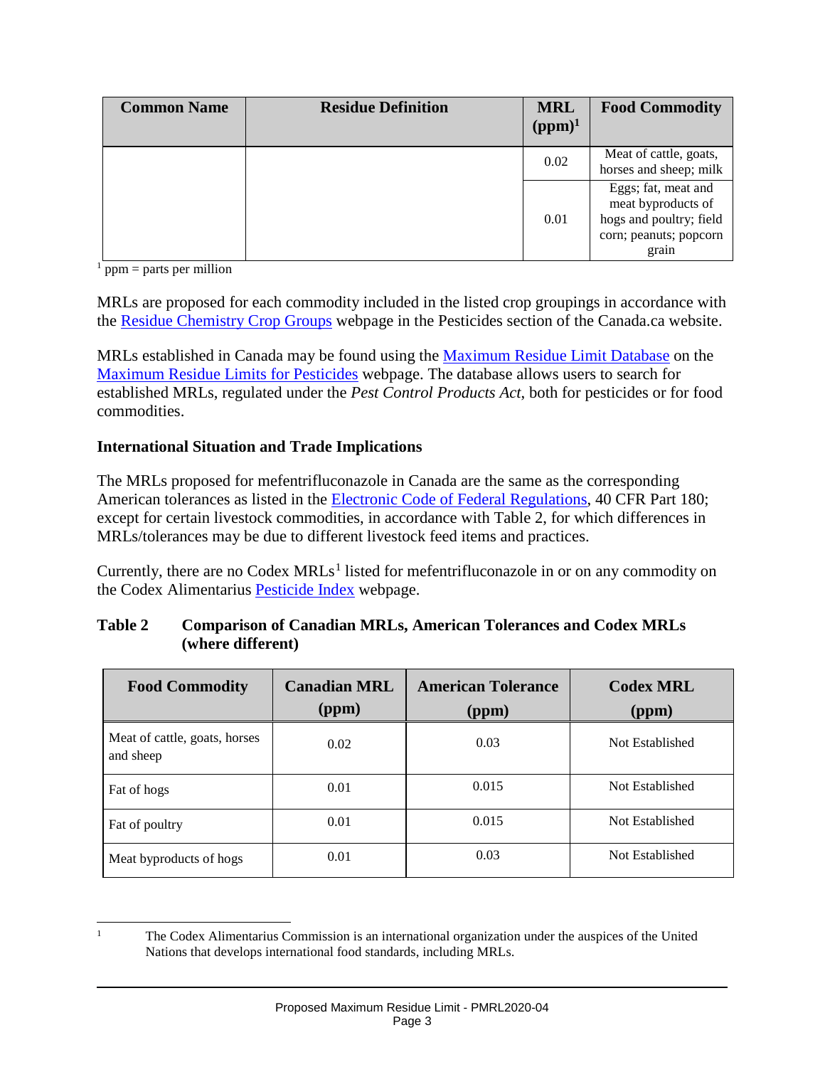| Common Name | Residue Definition | MRL (ppm)[1] | Food Commodity |
|---|---|---|---|
| | | 0.02 | Meat of cattle, goats, horses and sheep; milk |
| | | 0.01 | Eggs; fat, meat and meat byproducts of hogs and poultry; field corn; peanuts; popcorn grain |

[1] ppm = parts per million

MRLs are proposed for each commodity included in the listed crop groupings in accordance with the Residue Chemistry Crop Groups webpage in the Pesticides section of the Canada.ca website.

MRLs established in Canada may be found using the Maximum Residue Limit Database on the Maximum Residue Limits for Pesticides webpage. The database allows users to search for established MRLs, regulated under the *Pest Control Products Act*, both for pesticides or for food commodities.

### International Situation and Trade Implications

The MRLs proposed for mefentrifluconazole in Canada are the same as the corresponding American tolerances as listed in the Electronic Code of Federal Regulations, 40 CFR Part 180; except for certain livestock commodities, in accordance with Table 2, for which differences in MRLs/tolerances may be due to different livestock feed items and practices.

Currently, there are no Codex MRLs[1] listed for mefentrifluconazole in or on any commodity on the Codex Alimentarius Pesticide Index webpage.

**Table 2 Comparison of Canadian MRLs, American Tolerances and Codex MRLs (where different)**

| Food Commodity | Canadian MRL (ppm) | American Tolerance (ppm) | Codex MRL (ppm) |
|---|---|---|---|
| Meat of cattle, goats, horses and sheep | 0.02 | 0.03 | Not Established |
| Fat of hogs | 0.01 | 0.015 | Not Established |
| Fat of poultry | 0.01 | 0.015 | Not Established |
| Meat byproducts of hogs | 0.01 | 0.03 | Not Established |

[1] The Codex Alimentarius Commission is an international organization under the auspices of the United Nations that develops international food standards, including MRLs.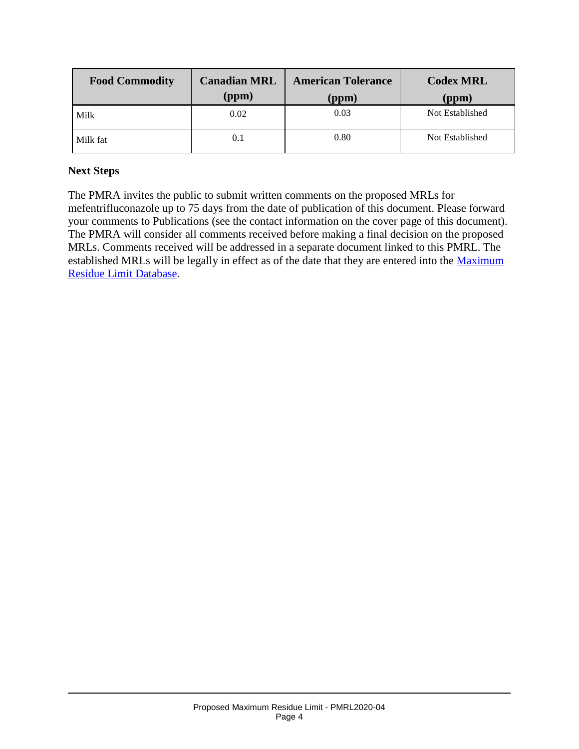| Food Commodity | Canadian MRL (ppm) | American Tolerance (ppm) | Codex MRL (ppm) |
|---|---|---|---|
| Milk | 0.02 | 0.03 | Not Established |
| Milk fat | 0.1 | 0.80 | Not Established |

**Next Steps**

The PMRA invites the public to submit written comments on the proposed MRLs for mefentrifluconazole up to 75 days from the date of publication of this document. Please forward your comments to Publications (see the contact information on the cover page of this document). The PMRA will consider all comments received before making a final decision on the proposed MRLs. Comments received will be addressed in a separate document linked to this PMRL. The established MRLs will be legally in effect as of the date that they are entered into the Maximum Residue Limit Database.